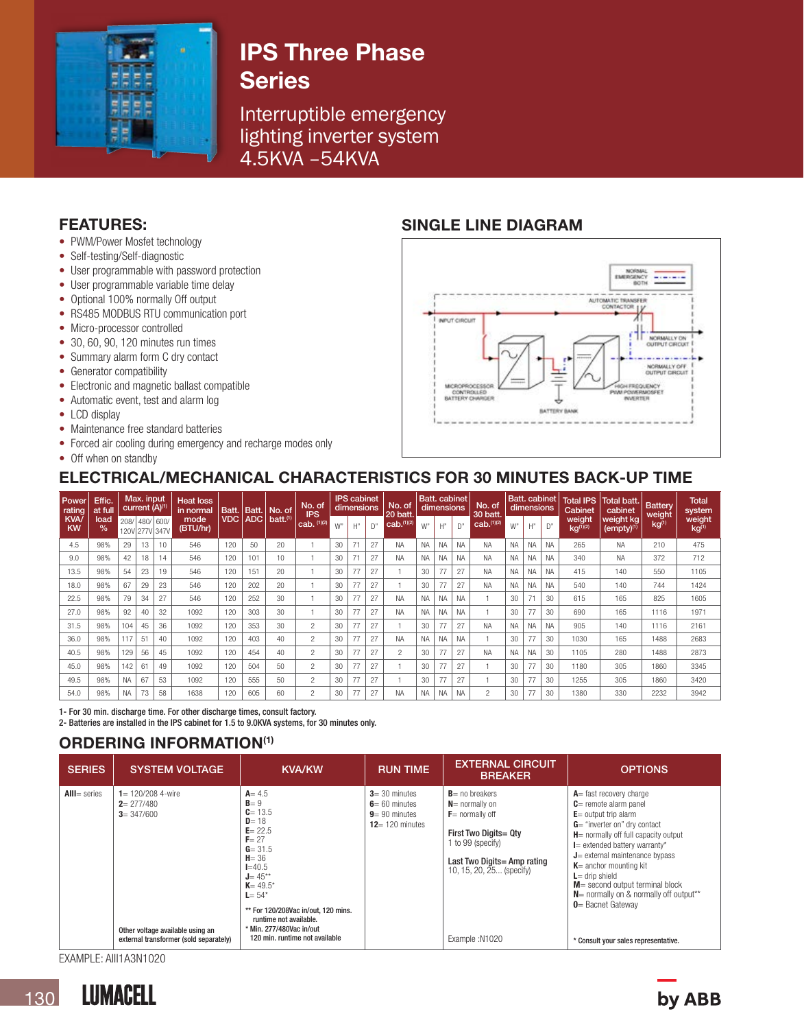# IPS Three Phase Series

Interruptible emergency lighting inverter system 4.5KVA –54KVA

## FEATURES:

- PWM/Power Mosfet technology
- Self-testing/Self-diagnostic
- User programmable with password protection
- User programmable variable time delay
- Optional 100% normally Off output
- RS485 MODBUS RTU communication port
- Micro-processor controlled
- 30, 60, 90, 120 minutes run times
- Summary alarm form C dry contact
- Generator compatibility
- Electronic and magnetic ballast compatible
- Automatic event, test and alarm log
- LCD display
- Maintenance free standard batteries
- Forced air cooling during emergency and recharge modes only
- Off when on standby

## SINGLE LINE DIAGRAM

NORMAL
EMERGENCY
BOTH

AUTOMATIC TRANSFER CONTACTOR

INPUT CIRCUIT

NORMALLY ON OUTPUT CIRCUIT

NORMALLY OFF OUTPUT CIRCUIT

MICROPROCESSOR CONTROLLED BATTERY CHARGER

HIGH FREQUENCY PWM POWERMOSFET INVERTER

BATTERY BANK

## ELECTRICAL/MECHANICAL CHARACTERISTICS FOR 30 MINUTES BACK-UP TIME

| Power rating KVA/KW | Effic. at full load % | Max. input current (A)(1) | | | Heat loss in normal mode (BTU/hr) | Batt. VDC | Batt. ADC | No. of batt.(1) | No. of IPS cab.(1)(2) | IPS cabinet dimensions | | | No. of 20 batt. cab.(1)(2) | Batt. cabinet dimensions | | | No. of 30 batt. cab.(1)(2) | Batt. cabinet dimensions | | | Total IPS Cabinet weight kg(1)(2) | Total batt. cabinet weight kg (empty)(1) | Battery weight kg(1) | Total system weight kg(1) |
|---|---|---|---|---|---|---|---|---|---|---|---|---|---|---|---|---|---|---|---|---|---|---|---|---|
| | | 208/120V | 480/277V | 600/347V | | | | | | W" | H" | D" | | W" | H" | D" | | W" | H" | D" | | | | |
| 4.5 | 98% | 29 | 13 | 10 | 546 | 120 | 50 | 20 | 1 | 30 | 71 | 27 | NA | NA | NA | NA | NA | NA | NA | NA | 265 | NA | 210 | 475 |
| 9.0 | 98% | 42 | 18 | 14 | 546 | 120 | 101 | 10 | 1 | 30 | 71 | 27 | NA | NA | NA | NA | NA | NA | NA | NA | 340 | NA | 372 | 712 |
| 13.5 | 98% | 54 | 23 | 19 | 546 | 120 | 151 | 20 | 1 | 30 | 77 | 27 | 1 | 30 | 77 | 27 | NA | NA | NA | NA | 415 | 140 | 550 | 1105 |
| 18.0 | 98% | 67 | 29 | 23 | 546 | 120 | 202 | 20 | 1 | 30 | 77 | 27 | 1 | 30 | 77 | 27 | NA | NA | NA | NA | 540 | 140 | 744 | 1424 |
| 22.5 | 98% | 79 | 34 | 27 | 546 | 120 | 252 | 30 | 1 | 30 | 77 | 27 | NA | NA | NA | NA | 1 | 30 | 71 | 30 | 615 | 165 | 825 | 1605 |
| 27.0 | 98% | 92 | 40 | 32 | 1092 | 120 | 303 | 30 | 1 | 30 | 77 | 27 | NA | NA | NA | NA | 1 | 30 | 77 | 30 | 690 | 165 | 1116 | 1971 |
| 31.5 | 98% | 104 | 45 | 36 | 1092 | 120 | 353 | 30 | 2 | 30 | 77 | 27 | 1 | 30 | 77 | 27 | NA | NA | NA | NA | 905 | 140 | 1116 | 2161 |
| 36.0 | 98% | 117 | 51 | 40 | 1092 | 120 | 403 | 40 | 2 | 30 | 77 | 27 | NA | NA | NA | NA | 1 | 30 | 77 | 30 | 1030 | 165 | 1488 | 2683 |
| 40.5 | 98% | 129 | 56 | 45 | 1092 | 120 | 454 | 40 | 2 | 30 | 77 | 27 | 2 | 30 | 77 | 27 | NA | NA | NA | 30 | 1105 | 280 | 1488 | 2873 |
| 45.0 | 98% | 142 | 61 | 49 | 1092 | 120 | 504 | 50 | 2 | 30 | 77 | 27 | 1 | 30 | 77 | 27 | 1 | 30 | 77 | 30 | 1180 | 305 | 1860 | 3345 |
| 49.5 | 98% | NA | 67 | 53 | 1092 | 120 | 555 | 50 | 2 | 30 | 77 | 27 | 1 | 30 | 77 | 27 | 1 | 30 | 77 | 30 | 1255 | 305 | 1860 | 3420 |
| 54.0 | 98% | NA | 73 | 58 | 1638 | 120 | 605 | 60 | 2 | 30 | 77 | 27 | NA | NA | NA | NA | 2 | 30 | 77 | 30 | 1380 | 330 | 2232 | 3942 |

1- For 30 min. discharge time. For other discharge times, consult factory.
2- Batteries are installed in the IPS cabinet for 1.5 to 9.0KVA systems, for 30 minutes only.

## ORDERING INFORMATION(1)

| SERIES | SYSTEM VOLTAGE | KVA/KW | RUN TIME | EXTERNAL CIRCUIT BREAKER | OPTIONS |
|---|---|---|---|---|---|
| **AIII**= series | **1**= 120/208 4-wire<br>**2**= 277/480<br>**3**= 347/600<br><br>Other voltage available using an external transformer (sold separately) | **A**= 4.5<br>**B**= 9<br>**C**= 13.5<br>**D**= 18<br>**E**= 22.5<br>**F**= 27<br>**G**= 31.5<br>**H**= 36<br>**I**=40.5<br>**J**= 45**<br>**K**= 49.5*<br>**L**= 54*<br><br>** For 120/208Vac in/out, 120 mins. runtime not available.<br>* Min. 277/480Vac in/out 120 min. runtime not available | **3**= 30 minutes<br>**6**= 60 minutes<br>**9**= 90 minutes<br>**12**= 120 minutes | **B**= no breakers<br>**N**= normally on<br>**F**= normally off<br><br>**First Two Digits= Qty**<br>1 to 99 (specify)<br><br>**Last Two Digits= Amp rating**<br>10, 15, 20, 25... (specify)<br><br>Example :N1020 | **A**= fast recovery charge<br>**C**= remote alarm panel<br>**E**= output trip alarm<br>**G**= "inverter on" dry contact<br>**H**= normally off full capacity output<br>**I**= extended battery warranty*<br>**J**= external maintenance bypass<br>**K**= anchor mounting kit<br>**L**= drip shield<br>**M**= second output terminal block<br>**N**= normally on & normally off output**<br>**O**= Bacnet Gateway<br><br>* Consult your sales representative. |

EXAMPLE: AIII1A3N1020

LUMACELL by ABB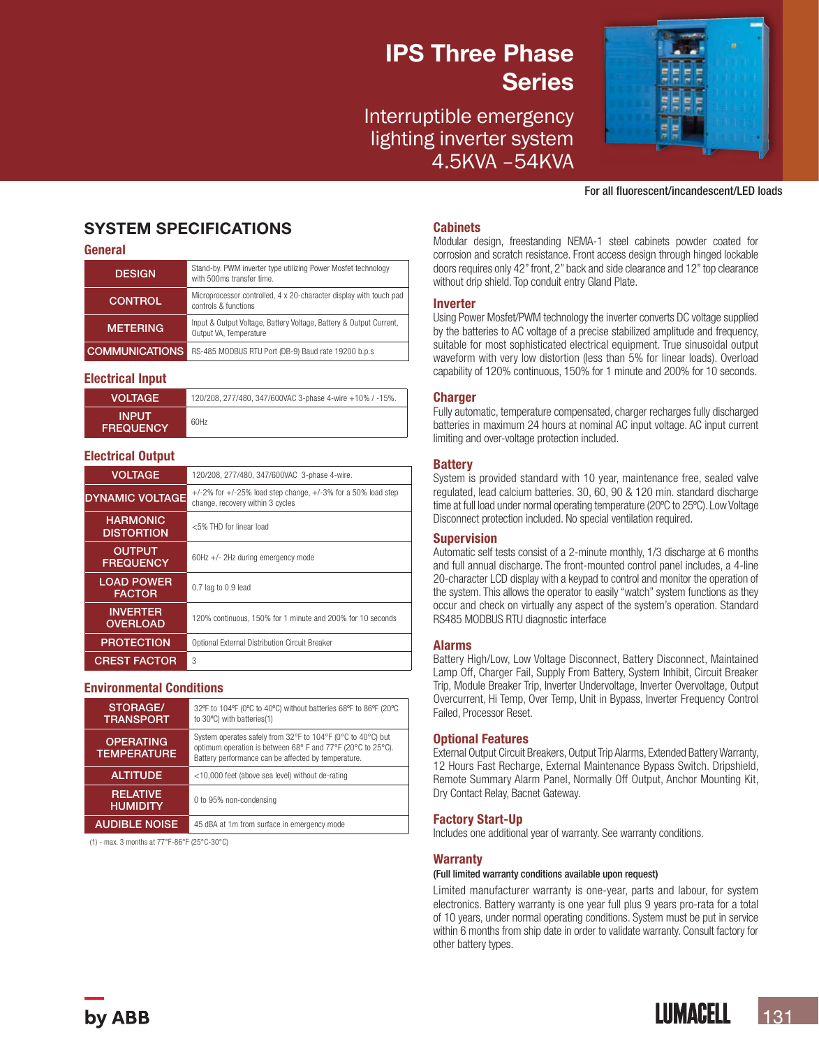# IPS Three Phase Series

## Interruptible emergency lighting inverter system 4.5KVA –54KVA

For all fluorescent/incandescent/LED loads

## SYSTEM SPECIFICATIONS

### General

| | |
|---|---|
| DESIGN | Stand-by. PWM inverter type utilizing Power Mosfet technology with 500ms transfer time. |
| CONTROL | Microprocessor controlled, 4 x 20-character display with touch pad controls & functions |
| METERING | Input & Output Voltage, Battery Voltage, Battery & Output Current, Output VA, Temperature |
| COMMUNICATIONS | RS-485 MODBUS RTU Port (DB-9) Baud rate 19200 b.p.s |

### Electrical Input

| | |
|---|---|
| VOLTAGE | 120/208, 277/480, 347/600VAC 3-phase 4-wire +10% / -15%. |
| INPUT FREQUENCY | 60Hz |

### Electrical Output

| | |
|---|---|
| VOLTAGE | 120/208, 277/480, 347/600VAC 3-phase 4-wire. |
| DYNAMIC VOLTAGE | +/-2% for +/-25% load step change, +/-3% for a 50% load step change, recovery within 3 cycles |
| HARMONIC DISTORTION | <5% THD for linear load |
| OUTPUT FREQUENCY | 60Hz +/- 2Hz during emergency mode |
| LOAD POWER FACTOR | 0.7 lag to 0.9 lead |
| INVERTER OVERLOAD | 120% continuous, 150% for 1 minute and 200% for 10 seconds |
| PROTECTION | Optional External Distribution Circuit Breaker |
| CREST FACTOR | 3 |

### Environmental Conditions

| | |
|---|---|
| STORAGE/ TRANSPORT | 32ºF to 104ºF (0ºC to 40ºC) without batteries 68ºF to 86ºF (20ºC to 30ºC) with batteries(1) |
| OPERATING TEMPERATURE | System operates safely from 32°F to 104°F (0°C to 40°C) but optimum operation is between 68° F and 77°F (20°C to 25°C). Battery performance can be affected by temperature. |
| ALTITUDE | <10,000 feet (above sea level) without de-rating |
| RELATIVE HUMIDITY | 0 to 95% non-condensing |
| AUDIBLE NOISE | 45 dBA at 1m from surface in emergency mode |

(1) - max. 3 months at 77°F-86°F (25°C-30°C)

### Cabinets

Modular design, freestanding NEMA-1 steel cabinets powder coated for corrosion and scratch resistance. Front access design through hinged lockable doors requires only 42" front, 2" back and side clearance and 12" top clearance without drip shield. Top conduit entry Gland Plate.

### Inverter

Using Power Mosfet/PWM technology the inverter converts DC voltage supplied by the batteries to AC voltage of a precise stabilized amplitude and frequency, suitable for most sophisticated electrical equipment. True sinusoidal output waveform with very low distortion (less than 5% for linear loads). Overload capability of 120% continuous, 150% for 1 minute and 200% for 10 seconds.

### Charger

Fully automatic, temperature compensated, charger recharges fully discharged batteries in maximum 24 hours at nominal AC input voltage. AC input current limiting and over-voltage protection included.

### Battery

System is provided standard with 10 year, maintenance free, sealed valve regulated, lead calcium batteries. 30, 60, 90 & 120 min. standard discharge time at full load under normal operating temperature (20ºC to 25ºC). Low Voltage Disconnect protection included. No special ventilation required.

### Supervision

Automatic self tests consist of a 2-minute monthly, 1/3 discharge at 6 months and full annual discharge. The front-mounted control panel includes, a 4-line 20-character LCD display with a keypad to control and monitor the operation of the system. This allows the operator to easily "watch" system functions as they occur and check on virtually any aspect of the system's operation. Standard RS485 MODBUS RTU diagnostic interface

### Alarms

Battery High/Low, Low Voltage Disconnect, Battery Disconnect, Maintained Lamp Off, Charger Fail, Supply From Battery, System Inhibit, Circuit Breaker Trip, Module Breaker Trip, Inverter Undervoltage, Inverter Overvoltage, Output Overcurrent, Hi Temp, Over Temp, Unit in Bypass, Inverter Frequency Control Failed, Processor Reset.

### Optional Features

External Output Circuit Breakers, Output Trip Alarms, Extended Battery Warranty, 12 Hours Fast Recharge, External Maintenance Bypass Switch. Dripshield, Remote Summary Alarm Panel, Normally Off Output, Anchor Mounting Kit, Dry Contact Relay, Bacnet Gateway.

### Factory Start-Up

Includes one additional year of warranty. See warranty conditions.

### Warranty

(Full limited warranty conditions available upon request)

Limited manufacturer warranty is one-year, parts and labour, for system electronics. Battery warranty is one year full plus 9 years pro-rata for a total of 10 years, under normal operating conditions. System must be put in service within 6 months from ship date in order to validate warranty. Consult factory for other battery types.

by ABB

LUMACELL